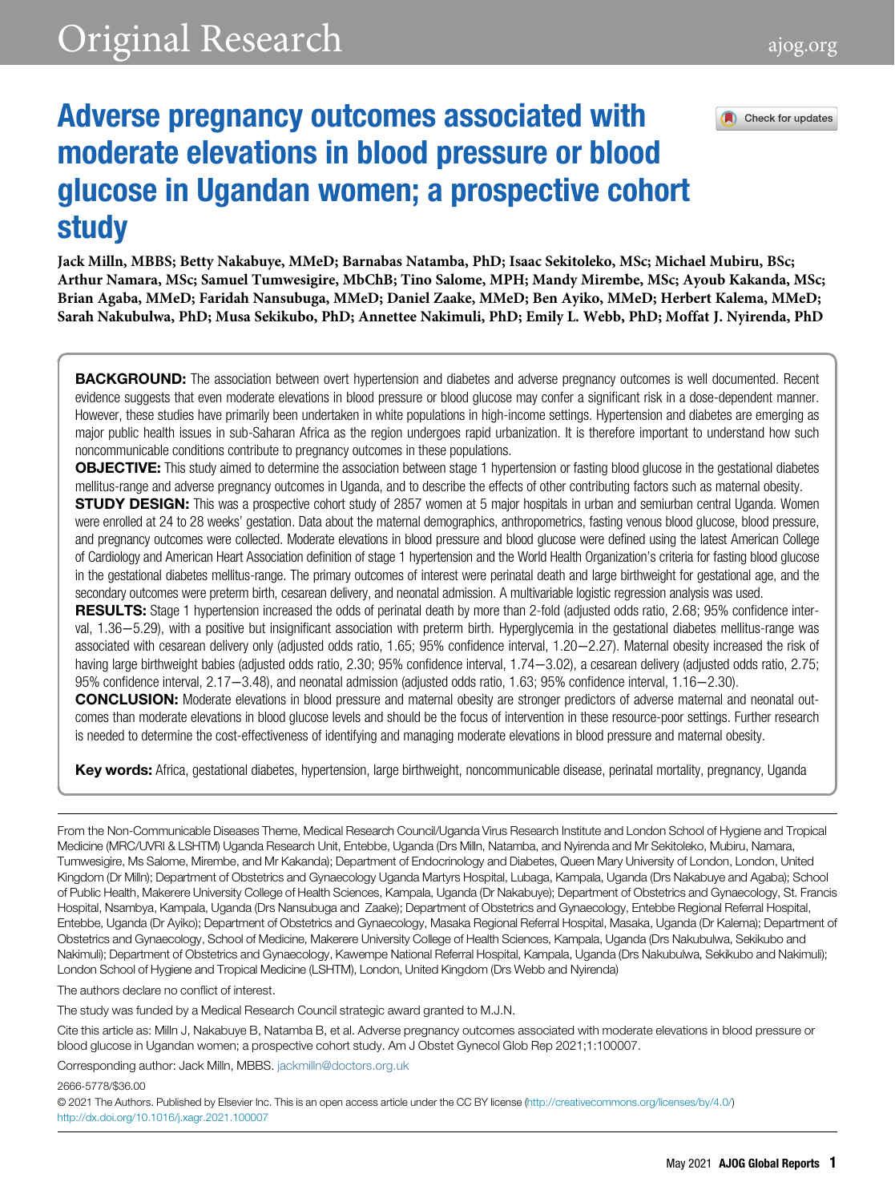# Adverse pregnancy outcomes associated with moderate elevations in blood pressure or blood glucose in Ugandan women; a prospective cohort study

**Jack Milln, MBBS; Betty Nakabuye, MMeD; Barnabas Natamba, PhD; Isaac Sekitoleko, MSc; Michael Mubiru, BSc; Arthur Namara, MSc; Samuel Tumwesigire, MbChB; Tino Salome, MPH; Mandy Mirembe, MSc; Ayoub Kakanda, MSc; Brian Agaba, MMeD; Faridah Nansubuga, MMeD; Daniel Zaake, MMeD; Ben Ayiko, MMeD; Herbert Kalema, MMeD; Sarah Nakubulwa, PhD; Musa Sekikubo, PhD; Annettee Nakimuli, PhD; Emily L. Webb, PhD; Moffat J. Nyirenda, PhD**

**BACKGROUND:** The association between overt hypertension and diabetes and adverse pregnancy outcomes is well documented. Recent evidence suggests that even moderate elevations in blood pressure or blood glucose may confer a significant risk in a dose-dependent manner. However, these studies have primarily been undertaken in white populations in high-income settings. Hypertension and diabetes are emerging as major public health issues in sub-Saharan Africa as the region undergoes rapid urbanization. It is therefore important to understand how such noncommunicable conditions contribute to pregnancy outcomes in these populations.

**OBJECTIVE:** This study aimed to determine the association between stage 1 hypertension or fasting blood glucose in the gestational diabetes mellitus-range and adverse pregnancy outcomes in Uganda, and to describe the effects of other contributing factors such as maternal obesity.

**STUDY DESIGN:** This was a prospective cohort study of 2857 women at 5 major hospitals in urban and semiurban central Uganda. Women were enrolled at 24 to 28 weeks' gestation. Data about the maternal demographics, anthropometrics, fasting venous blood glucose, blood pressure, and pregnancy outcomes were collected. Moderate elevations in blood pressure and blood glucose were defined using the latest American College of Cardiology and American Heart Association definition of stage 1 hypertension and the World Health Organization's criteria for fasting blood glucose in the gestational diabetes mellitus-range. The primary outcomes of interest were perinatal death and large birthweight for gestational age, and the secondary outcomes were preterm birth, cesarean delivery, and neonatal admission. A multivariable logistic regression analysis was used.

**RESULTS:** Stage 1 hypertension increased the odds of perinatal death by more than 2-fold (adjusted odds ratio, 2.68; 95% confidence interval, 1.36−5.29), with a positive but insignificant association with preterm birth. Hyperglycemia in the gestational diabetes mellitus-range was associated with cesarean delivery only (adjusted odds ratio, 1.65; 95% confidence interval, 1.20−2.27). Maternal obesity increased the risk of having large birthweight babies (adjusted odds ratio, 2.30; 95% confidence interval, 1.74−3.02), a cesarean delivery (adjusted odds ratio, 2.75; 95% confidence interval, 2.17−3.48), and neonatal admission (adjusted odds ratio, 1.63; 95% confidence interval, 1.16−2.30).

**CONCLUSION:** Moderate elevations in blood pressure and maternal obesity are stronger predictors of adverse maternal and neonatal outcomes than moderate elevations in blood glucose levels and should be the focus of intervention in these resource-poor settings. Further research is needed to determine the cost-effectiveness of identifying and managing moderate elevations in blood pressure and maternal obesity.

**Key words:** Africa, gestational diabetes, hypertension, large birthweight, noncommunicable disease, perinatal mortality, pregnancy, Uganda

From the Non-Communicable Diseases Theme, Medical Research Council/Uganda Virus Research Institute and London School of Hygiene and Tropical Medicine (MRC/UVRI & LSHTM) Uganda Research Unit, Entebbe, Uganda (Drs Milln, Natamba, and Nyirenda and Mr Sekitoleko, Mubiru, Namara, Tumwesigire, Ms Salome, Mirembe, and Mr Kakanda); Department of Endocrinology and Diabetes, Queen Mary University of London, London, United Kingdom (Dr Milln); Department of Obstetrics and Gynaecology Uganda Martyrs Hospital, Lubaga, Kampala, Uganda (Drs Nakabuye and Agaba); School of Public Health, Makerere University College of Health Sciences, Kampala, Uganda (Dr Nakabuye); Department of Obstetrics and Gynaecology, St. Francis Hospital, Nsambya, Kampala, Uganda (Drs Nansubuga and Zaake); Department of Obstetrics and Gynaecology, Entebbe Regional Referral Hospital, Entebbe, Uganda (Dr Ayiko); Department of Obstetrics and Gynaecology, Masaka Regional Referral Hospital, Masaka, Uganda (Dr Kalema); Department of Obstetrics and Gynaecology, School of Medicine, Makerere University College of Health Sciences, Kampala, Uganda (Drs Nakubulwa, Sekikubo and Nakimuli); Department of Obstetrics and Gynaecology, Kawempe National Referral Hospital, Kampala, Uganda (Drs Nakubulwa, Sekikubo and Nakimuli); London School of Hygiene and Tropical Medicine (LSHTM), London, United Kingdom (Drs Webb and Nyirenda)

The authors declare no conflict of interest.

The study was funded by a Medical Research Council strategic award granted to M.J.N.

Cite this article as: Milln J, Nakabuye B, Natamba B, et al. Adverse pregnancy outcomes associated with moderate elevations in blood pressure or blood glucose in Ugandan women; a prospective cohort study. Am J Obstet Gynecol Glob Rep 2021;1:100007.

Corresponding author: Jack Milln, MBBS. jackmilln@doctors.org.uk

2666-5778/$36.00

© 2021 The Authors. Published by Elsevier Inc. This is an open access article under the CC BY license (http://creativecommons.org/licenses/by/4.0/)
http://dx.doi.org/10.1016/j.xagr.2021.100007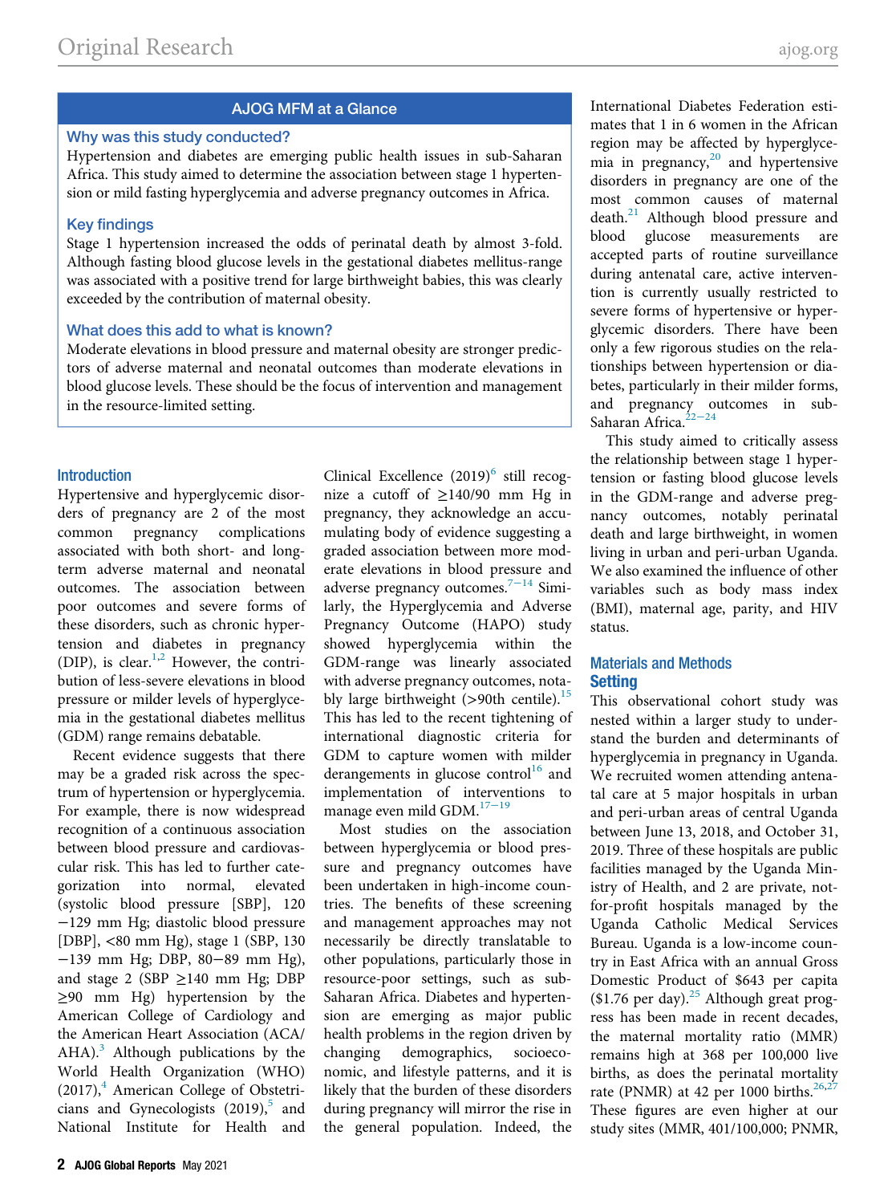## AJOG MFM at a Glance

### Why was this study conducted?

Hypertension and diabetes are emerging public health issues in sub-Saharan Africa. This study aimed to determine the association between stage 1 hypertension or mild fasting hyperglycemia and adverse pregnancy outcomes in Africa.

### Key findings

Stage 1 hypertension increased the odds of perinatal death by almost 3-fold. Although fasting blood glucose levels in the gestational diabetes mellitus-range was associated with a positive trend for large birthweight babies, this was clearly exceeded by the contribution of maternal obesity.

### What does this add to what is known?

Moderate elevations in blood pressure and maternal obesity are stronger predictors of adverse maternal and neonatal outcomes than moderate elevations in blood glucose levels. These should be the focus of intervention and management in the resource-limited setting.

## Introduction

Hypertensive and hyperglycemic disorders of pregnancy are 2 of the most common pregnancy complications associated with both short- and long-term adverse maternal and neonatal outcomes. The association between poor outcomes and severe forms of these disorders, such as chronic hypertension and diabetes in pregnancy (DIP), is clear.[1,2] However, the contribution of less-severe elevations in blood pressure or milder levels of hyperglycemia in the gestational diabetes mellitus (GDM) range remains debatable.

Recent evidence suggests that there may be a graded risk across the spectrum of hypertension or hyperglycemia. For example, there is now widespread recognition of a continuous association between blood pressure and cardiovascular risk. This has led to further categorization into normal, elevated (systolic blood pressure [SBP], 120−129 mm Hg; diastolic blood pressure [DBP], <80 mm Hg), stage 1 (SBP, 130−139 mm Hg; DBP, 80−89 mm Hg), and stage 2 (SBP ≥140 mm Hg; DBP ≥90 mm Hg) hypertension by the American College of Cardiology and the American Heart Association (ACA/AHA).[3] Although publications by the World Health Organization (WHO) (2017),[4] American College of Obstetricians and Gynecologists (2019),[5] and National Institute for Health and Clinical Excellence (2019)[6] still recognize a cutoff of ≥140/90 mm Hg in pregnancy, they acknowledge an accumulating body of evidence suggesting a graded association between more moderate elevations in blood pressure and adverse pregnancy outcomes.[7−14] Similarly, the Hyperglycemia and Adverse Pregnancy Outcome (HAPO) study showed hyperglycemia within the GDM-range was linearly associated with adverse pregnancy outcomes, notably large birthweight (>90th centile).[15] This has led to the recent tightening of international diagnostic criteria for GDM to capture women with milder derangements in glucose control[16] and implementation of interventions to manage even mild GDM.[17−19]

Most studies on the association between hyperglycemia or blood pressure and pregnancy outcomes have been undertaken in high-income countries. The benefits of these screening and management approaches may not necessarily be directly translatable to other populations, particularly those in resource-poor settings, such as sub-Saharan Africa. Diabetes and hypertension are emerging as major public health problems in the region driven by changing demographics, socioeconomic, and lifestyle patterns, and it is likely that the burden of these disorders during pregnancy will mirror the rise in the general population. Indeed, the International Diabetes Federation estimates that 1 in 6 women in the African region may be affected by hyperglycemia in pregnancy,[20] and hypertensive disorders in pregnancy are one of the most common causes of maternal death.[21] Although blood pressure and blood glucose measurements are accepted parts of routine surveillance during antenatal care, active intervention is currently usually restricted to severe forms of hypertensive or hyperglycemic disorders. There have been only a few rigorous studies on the relationships between hypertension or diabetes, particularly in their milder forms, and pregnancy outcomes in sub-Saharan Africa.[22−24]

This study aimed to critically assess the relationship between stage 1 hypertension or fasting blood glucose levels in the GDM-range and adverse pregnancy outcomes, notably perinatal death and large birthweight, in women living in urban and peri-urban Uganda. We also examined the influence of other variables such as body mass index (BMI), maternal age, parity, and HIV status.

## Materials and Methods

### Setting

This observational cohort study was nested within a larger study to understand the burden and determinants of hyperglycemia in pregnancy in Uganda. We recruited women attending antenatal care at 5 major hospitals in urban and peri-urban areas of central Uganda between June 13, 2018, and October 31, 2019. Three of these hospitals are public facilities managed by the Uganda Ministry of Health, and 2 are private, not-for-profit hospitals managed by the Uganda Catholic Medical Services Bureau. Uganda is a low-income country in East Africa with an annual Gross Domestic Product of $643 per capita ($1.76 per day).[25] Although great progress has been made in recent decades, the maternal mortality ratio (MMR) remains high at 368 per 100,000 live births, as does the perinatal mortality rate (PNMR) at 42 per 1000 births.[26,27] These figures are even higher at our study sites (MMR, 401/100,000; PNMR,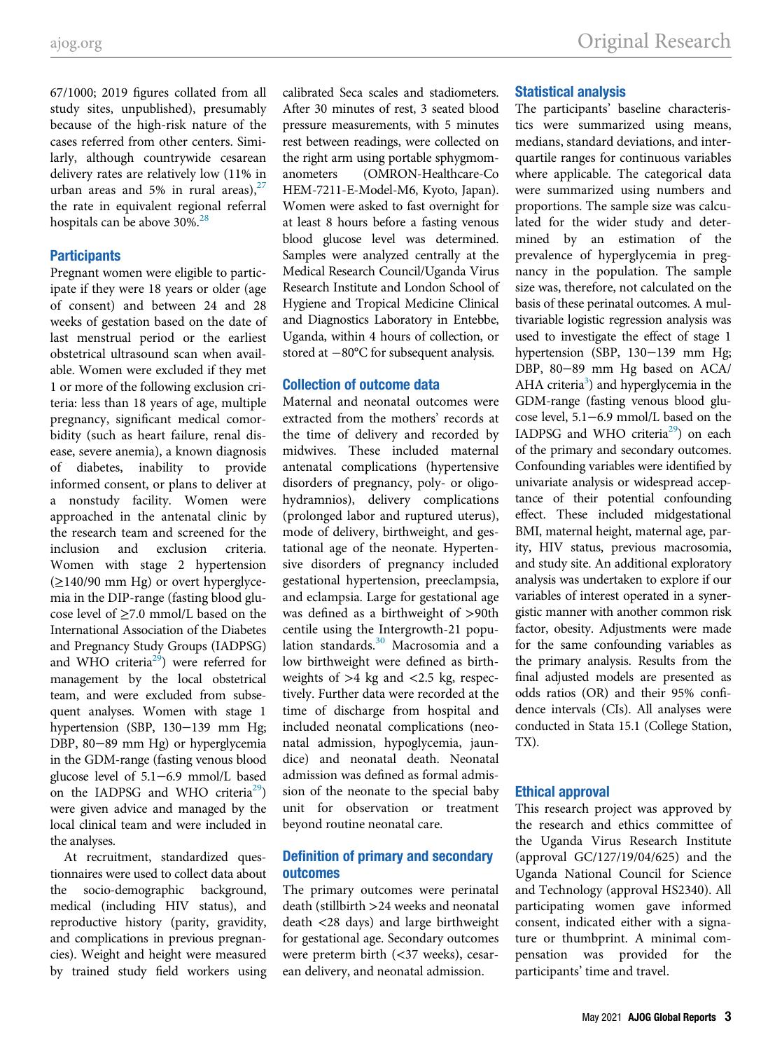67/1000; 2019 figures collated from all study sites, unpublished), presumably because of the high-risk nature of the cases referred from other centers. Similarly, although countrywide cesarean delivery rates are relatively low (11% in urban areas and 5% in rural areas),[27] the rate in equivalent regional referral hospitals can be above 30%.[28]

## Participants

Pregnant women were eligible to participate if they were 18 years or older (age of consent) and between 24 and 28 weeks of gestation based on the date of last menstrual period or the earliest obstetrical ultrasound scan when available. Women were excluded if they met 1 or more of the following exclusion criteria: less than 18 years of age, multiple pregnancy, significant medical comorbidity (such as heart failure, renal disease, severe anemia), a known diagnosis of diabetes, inability to provide informed consent, or plans to deliver at a nonstudy facility. Women were approached in the antenatal clinic by the research team and screened for the inclusion and exclusion criteria. Women with stage 2 hypertension (≥140/90 mm Hg) or overt hyperglycemia in the DIP-range (fasting blood glucose level of ≥7.0 mmol/L based on the International Association of the Diabetes and Pregnancy Study Groups (IADPSG) and WHO criteria[29]) were referred for management by the local obstetrical team, and were excluded from subsequent analyses. Women with stage 1 hypertension (SBP, 130−139 mm Hg; DBP, 80−89 mm Hg) or hyperglycemia in the GDM-range (fasting venous blood glucose level of 5.1−6.9 mmol/L based on the IADPSG and WHO criteria[29]) were given advice and managed by the local clinical team and were included in the analyses.

At recruitment, standardized questionnaires were used to collect data about the socio-demographic background, medical (including HIV status), and reproductive history (parity, gravidity, and complications in previous pregnancies). Weight and height were measured by trained study field workers using calibrated Seca scales and stadiometers. After 30 minutes of rest, 3 seated blood pressure measurements, with 5 minutes rest between readings, were collected on the right arm using portable sphygmomanometers (OMRON-Healthcare-Co HEM-7211-E-Model-M6, Kyoto, Japan). Women were asked to fast overnight for at least 8 hours before a fasting venous blood glucose level was determined. Samples were analyzed centrally at the Medical Research Council/Uganda Virus Research Institute and London School of Hygiene and Tropical Medicine Clinical and Diagnostics Laboratory in Entebbe, Uganda, within 4 hours of collection, or stored at −80°C for subsequent analysis.

## Collection of outcome data

Maternal and neonatal outcomes were extracted from the mothers' records at the time of delivery and recorded by midwives. These included maternal antenatal complications (hypertensive disorders of pregnancy, poly- or oligohydramnios), delivery complications (prolonged labor and ruptured uterus), mode of delivery, birthweight, and gestational age of the neonate. Hypertensive disorders of pregnancy included gestational hypertension, preeclampsia, and eclampsia. Large for gestational age was defined as a birthweight of >90th centile using the Intergrowth-21 population standards.[30] Macrosomia and a low birthweight were defined as birthweights of >4 kg and <2.5 kg, respectively. Further data were recorded at the time of discharge from hospital and included neonatal complications (neonatal admission, hypoglycemia, jaundice) and neonatal death. Neonatal admission was defined as formal admission of the neonate to the special baby unit for observation or treatment beyond routine neonatal care.

## Definition of primary and secondary outcomes

The primary outcomes were perinatal death (stillbirth >24 weeks and neonatal death <28 days) and large birthweight for gestational age. Secondary outcomes were preterm birth (<37 weeks), cesarean delivery, and neonatal admission.

## Statistical analysis

The participants' baseline characteristics were summarized using means, medians, standard deviations, and interquartile ranges for continuous variables where applicable. The categorical data were summarized using numbers and proportions. The sample size was calculated for the wider study and determined by an estimation of the prevalence of hyperglycemia in pregnancy in the population. The sample size was, therefore, not calculated on the basis of these perinatal outcomes. A multivariable logistic regression analysis was used to investigate the effect of stage 1 hypertension (SBP, 130−139 mm Hg; DBP, 80−89 mm Hg based on ACA/AHA criteria[3]) and hyperglycemia in the GDM-range (fasting venous blood glucose level, 5.1−6.9 mmol/L based on the IADPSG and WHO criteria[29]) on each of the primary and secondary outcomes. Confounding variables were identified by univariate analysis or widespread acceptance of their potential confounding effect. These included midgestational BMI, maternal height, maternal age, parity, HIV status, previous macrosomia, and study site. An additional exploratory analysis was undertaken to explore if our variables of interest operated in a synergistic manner with another common risk factor, obesity. Adjustments were made for the same confounding variables as the primary analysis. Results from the final adjusted models are presented as odds ratios (OR) and their 95% confidence intervals (CIs). All analyses were conducted in Stata 15.1 (College Station, TX).

## Ethical approval

This research project was approved by the research and ethics committee of the Uganda Virus Research Institute (approval GC/127/19/04/625) and the Uganda National Council for Science and Technology (approval HS2340). All participating women gave informed consent, indicated either with a signature or thumbprint. A minimal compensation was provided for the participants' time and travel.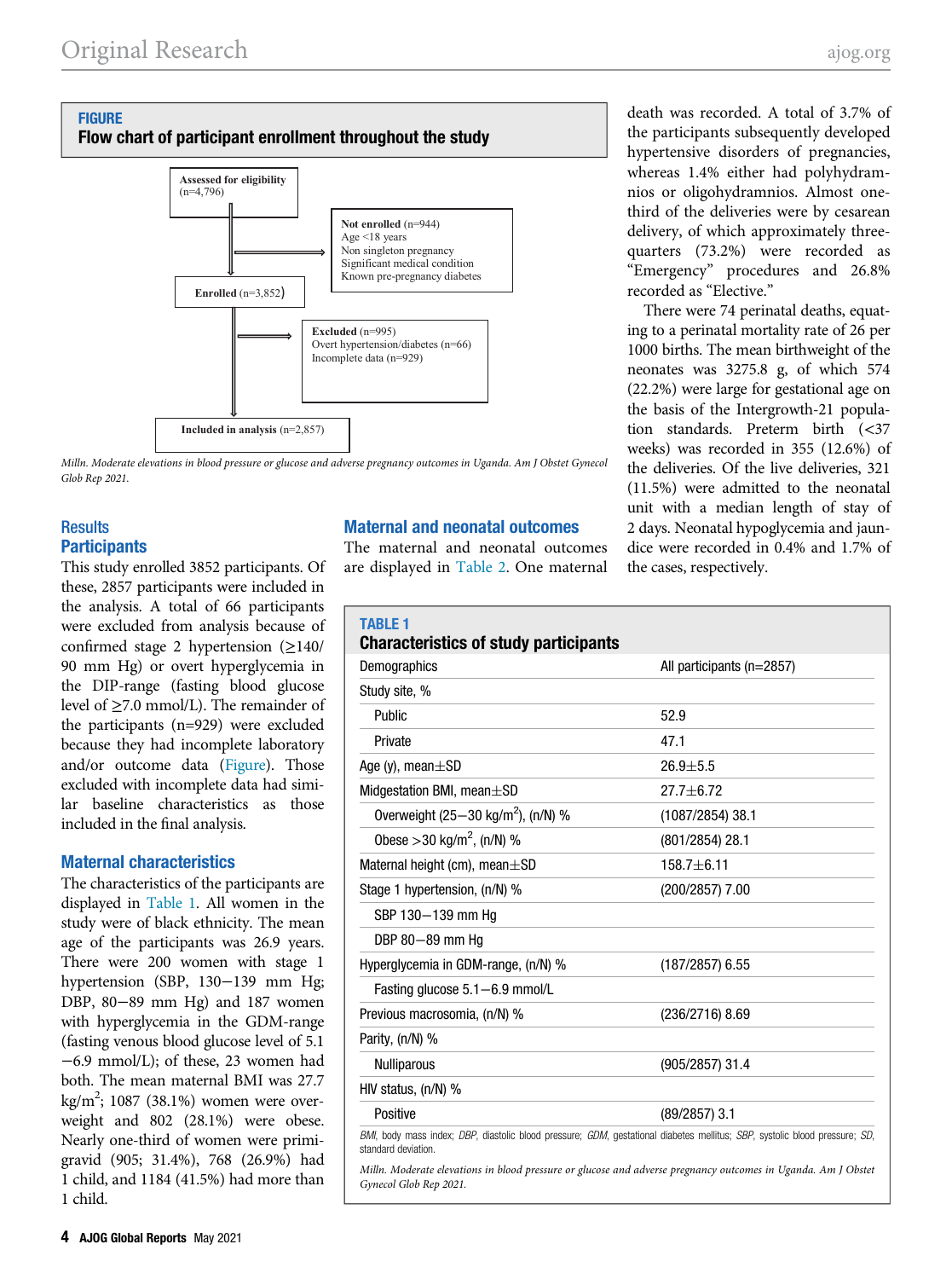**FIGURE**

**Flow chart of participant enrollment throughout the study**

Assessed for eligibility (n=4,796)

Not enrolled (n=944)
Age <18 years
Non singleton pregnancy
Significant medical condition
Known pre-pregnancy diabetes

Enrolled (n=3,852)

Excluded (n=995)
Overt hypertension/diabetes (n=66)
Incomplete data (n=929)

Included in analysis (n=2,857)

*Milln. Moderate elevations in blood pressure or glucose and adverse pregnancy outcomes in Uganda. Am J Obstet Gynecol Glob Rep 2021.*

## Results

### Participants

This study enrolled 3852 participants. Of these, 2857 participants were included in the analysis. A total of 66 participants were excluded from analysis because of confirmed stage 2 hypertension (≥140/90 mm Hg) or overt hyperglycemia in the DIP-range (fasting blood glucose level of ≥7.0 mmol/L). The remainder of the participants (n=929) were excluded because they had incomplete laboratory and/or outcome data (Figure). Those excluded with incomplete data had similar baseline characteristics as those included in the final analysis.

### Maternal characteristics

The characteristics of the participants are displayed in Table 1. All women in the study were of black ethnicity. The mean age of the participants was 26.9 years. There were 200 women with stage 1 hypertension (SBP, 130−139 mm Hg; DBP, 80−89 mm Hg) and 187 women with hyperglycemia in the GDM-range (fasting venous blood glucose level of 5.1−6.9 mmol/L); of these, 23 women had both. The mean maternal BMI was 27.7 kg/m$^2$; 1087 (38.1%) women were overweight and 802 (28.1%) were obese. Nearly one-third of women were primigravid (905; 31.4%), 768 (26.9%) had 1 child, and 1184 (41.5%) had more than 1 child.

### Maternal and neonatal outcomes

The maternal and neonatal outcomes are displayed in Table 2. One maternal death was recorded. A total of 3.7% of the participants subsequently developed hypertensive disorders of pregnancies, whereas 1.4% either had polyhydramnios or oligohydramnios. Almost one-third of the deliveries were by cesarean delivery, of which approximately three-quarters (73.2%) were recorded as "Emergency" procedures and 26.8% recorded as "Elective."

There were 74 perinatal deaths, equating to a perinatal mortality rate of 26 per 1000 births. The mean birthweight of the neonates was 3275.8 g, of which 574 (22.2%) were large for gestational age on the basis of the Intergrowth-21 population standards. Preterm birth (<37 weeks) was recorded in 355 (12.6%) of the deliveries. Of the live deliveries, 321 (11.5%) were admitted to the neonatal unit with a median length of stay of 2 days. Neonatal hypoglycemia and jaundice were recorded in 0.4% and 1.7% of the cases, respectively.

**TABLE 1**

**Characteristics of study participants**

| Demographics | All participants (n=2857) |
|---|---|
| Study site, % | |
| Public | 52.9 |
| Private | 47.1 |
| Age (y), mean±SD | 26.9±5.5 |
| Midgestation BMI, mean±SD | 27.7±6.72 |
| Overweight (25−30 kg/m$^2$), (n/N) % | (1087/2854) 38.1 |
| Obese >30 kg/m$^2$, (n/N) % | (801/2854) 28.1 |
| Maternal height (cm), mean±SD | 158.7±6.11 |
| Stage 1 hypertension, (n/N) % | (200/2857) 7.00 |
| SBP 130−139 mm Hg | |
| DBP 80−89 mm Hg | |
| Hyperglycemia in GDM-range, (n/N) % | (187/2857) 6.55 |
| Fasting glucose 5.1−6.9 mmol/L | |
| Previous macrosomia, (n/N) % | (236/2716) 8.69 |
| Parity, (n/N) % | |
| Nulliparous | (905/2857) 31.4 |
| HIV status, (n/N) % | |
| Positive | (89/2857) 3.1 |

*BMI*, body mass index; *DBP*, diastolic blood pressure; *GDM*, gestational diabetes mellitus; *SBP*, systolic blood pressure; *SD*, standard deviation.

*Milln. Moderate elevations in blood pressure or glucose and adverse pregnancy outcomes in Uganda. Am J Obstet Gynecol Glob Rep 2021.*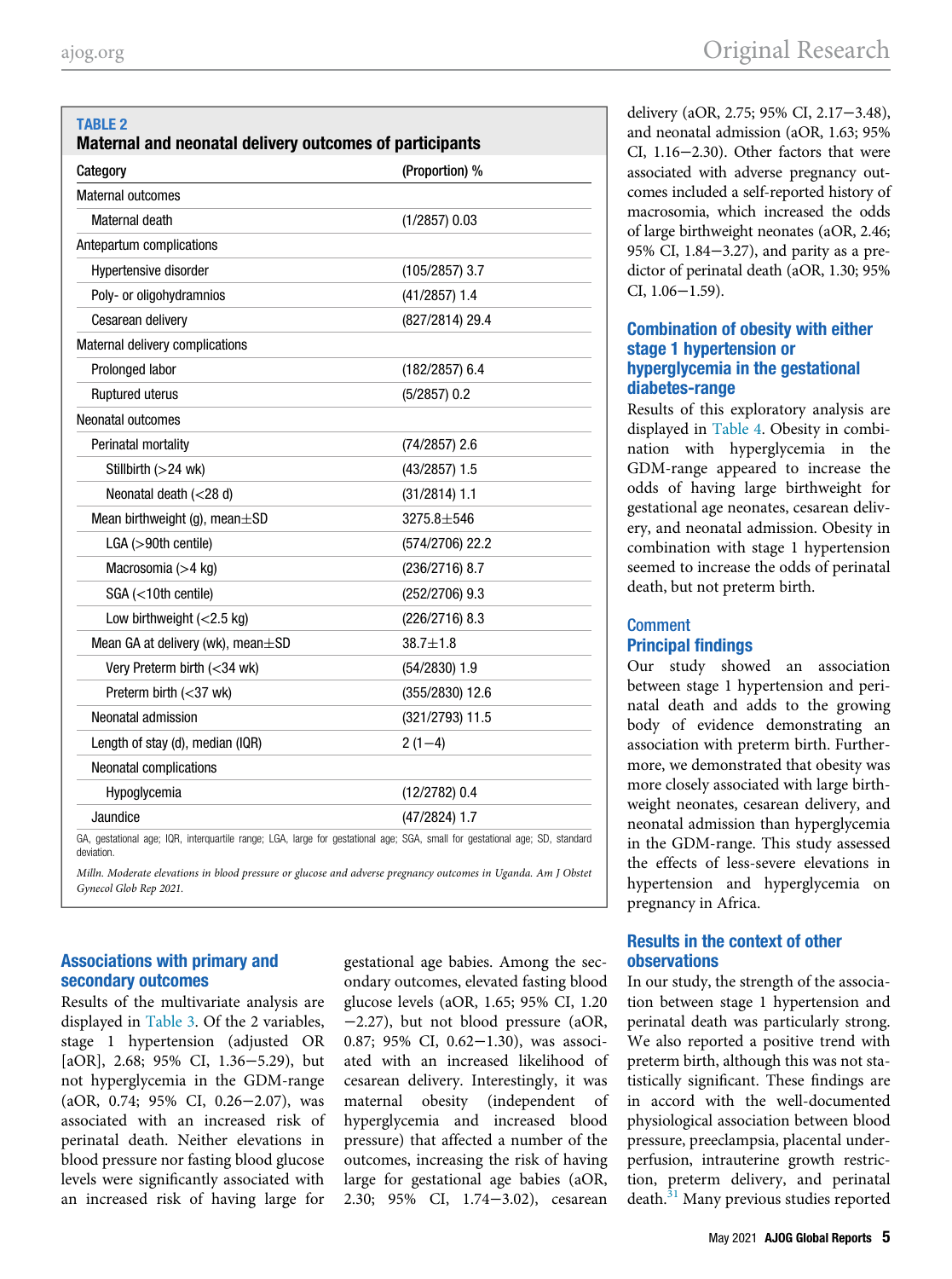**TABLE 2**
**Maternal and neonatal delivery outcomes of participants**

| Category | (Proportion) % |
|---|---|
| Maternal outcomes | |
| Maternal death | (1/2857) 0.03 |
| Antepartum complications | |
| Hypertensive disorder | (105/2857) 3.7 |
| Poly- or oligohydramnios | (41/2857) 1.4 |
| Cesarean delivery | (827/2814) 29.4 |
| Maternal delivery complications | |
| Prolonged labor | (182/2857) 6.4 |
| Ruptured uterus | (5/2857) 0.2 |
| Neonatal outcomes | |
| Perinatal mortality | (74/2857) 2.6 |
| Stillbirth (>24 wk) | (43/2857) 1.5 |
| Neonatal death (<28 d) | (31/2814) 1.1 |
| Mean birthweight (g), mean±SD | 3275.8±546 |
| LGA (>90th centile) | (574/2706) 22.2 |
| Macrosomia (>4 kg) | (236/2716) 8.7 |
| SGA (<10th centile) | (252/2706) 9.3 |
| Low birthweight (<2.5 kg) | (226/2716) 8.3 |
| Mean GA at delivery (wk), mean±SD | 38.7±1.8 |
| Very Preterm birth (<34 wk) | (54/2830) 1.9 |
| Preterm birth (<37 wk) | (355/2830) 12.6 |
| Neonatal admission | (321/2793) 11.5 |
| Length of stay (d), median (IQR) | 2 (1−4) |
| Neonatal complications | |
| Hypoglycemia | (12/2782) 0.4 |
| Jaundice | (47/2824) 1.7 |

GA, gestational age; IQR, interquartile range; LGA, large for gestational age; SGA, small for gestational age; SD, standard deviation.

*Milln. Moderate elevations in blood pressure or glucose and adverse pregnancy outcomes in Uganda. Am J Obstet Gynecol Glob Rep 2021.*

### Associations with primary and secondary outcomes

Results of the multivariate analysis are displayed in Table 3. Of the 2 variables, stage 1 hypertension (adjusted OR [aOR], 2.68; 95% CI, 1.36−5.29), but not hyperglycemia in the GDM-range (aOR, 0.74; 95% CI, 0.26−2.07), was associated with an increased risk of perinatal death. Neither elevations in blood pressure nor fasting blood glucose levels were significantly associated with an increased risk of having large for gestational age babies. Among the secondary outcomes, elevated fasting blood glucose levels (aOR, 1.65; 95% CI, 1.20−2.27), but not blood pressure (aOR, 0.87; 95% CI, 0.62−1.30), was associated with an increased likelihood of cesarean delivery. Interestingly, it was maternal obesity (independent of hyperglycemia and increased blood pressure) that affected a number of the outcomes, increasing the risk of having large for gestational age babies (aOR, 2.30; 95% CI, 1.74−3.02), cesarean delivery (aOR, 2.75; 95% CI, 2.17−3.48), and neonatal admission (aOR, 1.63; 95% CI, 1.16−2.30). Other factors that were associated with adverse pregnancy outcomes included a self-reported history of macrosomia, which increased the odds of large birthweight neonates (aOR, 2.46; 95% CI, 1.84−3.27), and parity as a predictor of perinatal death (aOR, 1.30; 95% CI, 1.06−1.59).

### Combination of obesity with either stage 1 hypertension or hyperglycemia in the gestational diabetes-range

Results of this exploratory analysis are displayed in Table 4. Obesity in combination with hyperglycemia in the GDM-range appeared to increase the odds of having large birthweight for gestational age neonates, cesarean delivery, and neonatal admission. Obesity in combination with stage 1 hypertension seemed to increase the odds of perinatal death, but not preterm birth.

## Comment

### Principal findings

Our study showed an association between stage 1 hypertension and perinatal death and adds to the growing body of evidence demonstrating an association with preterm birth. Furthermore, we demonstrated that obesity was more closely associated with large birthweight neonates, cesarean delivery, and neonatal admission than hyperglycemia in the GDM-range. This study assessed the effects of less-severe elevations in hypertension and hyperglycemia on pregnancy in Africa.

### Results in the context of other observations

In our study, the strength of the association between stage 1 hypertension and perinatal death was particularly strong. We also reported a positive trend with preterm birth, although this was not statistically significant. These findings are in accord with the well-documented physiological association between blood pressure, preeclampsia, placental underperfusion, intrauterine growth restriction, preterm delivery, and perinatal death.[31] Many previous studies reported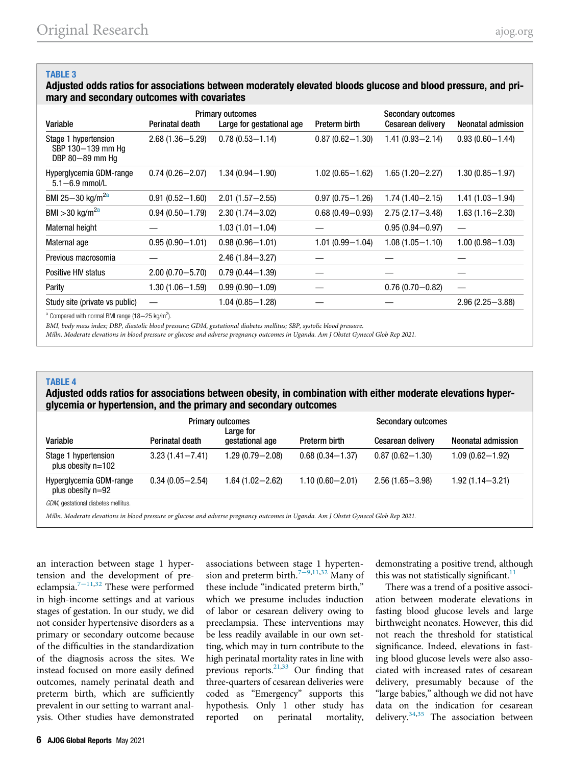**TABLE 3**

**Adjusted odds ratios for associations between moderately elevated bloods glucose and blood pressure, and primary and secondary outcomes with covariates**

| Variable | Primary outcomes | | | Secondary outcomes | |
|---|---|---|---|---|---|
| | Perinatal death | Large for gestational age | Preterm birth | Cesarean delivery | Neonatal admission |
| Stage 1 hypertension SBP 130−139 mm Hg DBP 80−89 mm Hg | 2.68 (1.36−5.29) | 0.78 (0.53−1.14) | 0.87 (0.62−1.30) | 1.41 (0.93−2.14) | 0.93 (0.60−1.44) |
| Hyperglycemia GDM-range 5.1−6.9 mmol/L | 0.74 (0.26−2.07) | 1.34 (0.94−1.90) | 1.02 (0.65−1.62) | 1.65 (1.20−2.27) | 1.30 (0.85−1.97) |
| BMI 25−30 kg/m$^2$[a] | 0.91 (0.52−1.60) | 2.01 (1.57−2.55) | 0.97 (0.75−1.26) | 1.74 (1.40−2.15) | 1.41 (1.03−1.94) |
| BMI >30 kg/m$^2$[a] | 0.94 (0.50−1.79) | 2.30 (1.74−3.02) | 0.68 (0.49−0.93) | 2.75 (2.17−3.48) | 1.63 (1.16−2.30) |
| Maternal height | — | 1.03 (1.01−1.04) | — | 0.95 (0.94−0.97) | — |
| Maternal age | 0.95 (0.90−1.01) | 0.98 (0.96−1.01) | 1.01 (0.99−1.04) | 1.08 (1.05−1.10) | 1.00 (0.98−1.03) |
| Previous macrosomia | — | 2.46 (1.84−3.27) | — | — | — |
| Positive HIV status | 2.00 (0.70−5.70) | 0.79 (0.44−1.39) | — | — | — |
| Parity | 1.30 (1.06−1.59) | 0.99 (0.90−1.09) | — | 0.76 (0.70−0.82) | — |
| Study site (private vs public) | — | 1.04 (0.85−1.28) | — | — | 2.96 (2.25−3.88) |

[a] Compared with normal BMI range (18−25 kg/m$^2$).

*BMI, body mass index; DBP, diastolic blood pressure; GDM, gestational diabetes mellitus; SBP, systolic blood pressure.*

*Milln. Moderate elevations in blood pressure or glucose and adverse pregnancy outcomes in Uganda. Am J Obstet Gynecol Glob Rep 2021.*

**TABLE 4**

**Adjusted odds ratios for associations between obesity, in combination with either moderate elevations hyperglycemia or hypertension, and the primary and secondary outcomes**

| Variable | Primary outcomes | | | Secondary outcomes | |
|---|---|---|---|---|---|
| | Perinatal death | Large for gestational age | Preterm birth | Cesarean delivery | Neonatal admission |
| Stage 1 hypertension plus obesity n=102 | 3.23 (1.41−7.41) | 1.29 (0.79−2.08) | 0.68 (0.34−1.37) | 0.87 (0.62−1.30) | 1.09 (0.62−1.92) |
| Hyperglycemia GDM-range plus obesity n=92 | 0.34 (0.05−2.54) | 1.64 (1.02−2.62) | 1.10 (0.60−2.01) | 2.56 (1.65−3.98) | 1.92 (1.14−3.21) |

*GDM, gestational diabetes mellitus.*

*Milln. Moderate elevations in blood pressure or glucose and adverse pregnancy outcomes in Uganda. Am J Obstet Gynecol Glob Rep 2021.*

an interaction between stage 1 hypertension and the development of preeclampsia.[7−11,32] These were performed in high-income settings and at various stages of gestation. In our study, we did not consider hypertensive disorders as a primary or secondary outcome because of the difficulties in the standardization of the diagnosis across the sites. We instead focused on more easily defined outcomes, namely perinatal death and preterm birth, which are sufficiently prevalent in our setting to warrant analysis. Other studies have demonstrated associations between stage 1 hypertension and preterm birth.[7−9,11,32] Many of these include "indicated preterm birth," which we presume includes induction of labor or cesarean delivery owing to preeclampsia. These interventions may be less readily available in our own setting, which may in turn contribute to the high perinatal mortality rates in line with previous reports.[21,33] Our finding that three-quarters of cesarean deliveries were coded as "Emergency" supports this hypothesis. Only 1 other study has reported on perinatal mortality, demonstrating a positive trend, although this was not statistically significant.[11]

There was a trend of a positive association between moderate elevations in fasting blood glucose levels and large birthweight neonates. However, this did not reach the threshold for statistical significance. Indeed, elevations in fasting blood glucose levels were also associated with increased rates of cesarean delivery, presumably because of the "large babies," although we did not have data on the indication for cesarean delivery.[34,35] The association between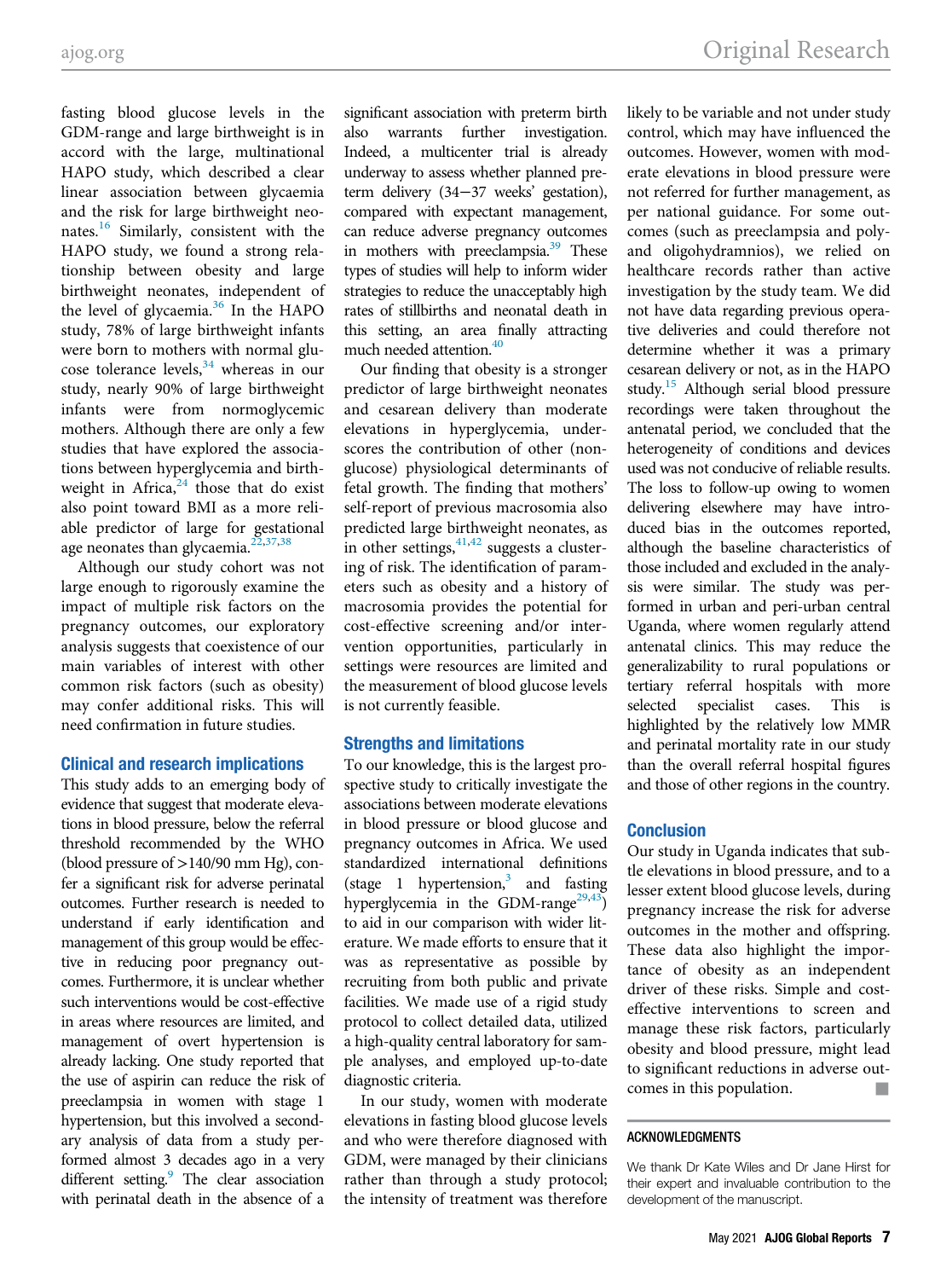fasting blood glucose levels in the GDM-range and large birthweight is in accord with the large, multinational HAPO study, which described a clear linear association between glycaemia and the risk for large birthweight neonates.[16] Similarly, consistent with the HAPO study, we found a strong relationship between obesity and large birthweight neonates, independent of the level of glycaemia.[36] In the HAPO study, 78% of large birthweight infants were born to mothers with normal glucose tolerance levels,[34] whereas in our study, nearly 90% of large birthweight infants were from normoglycemic mothers. Although there are only a few studies that have explored the associations between hyperglycemia and birthweight in Africa,[24] those that do exist also point toward BMI as a more reliable predictor of large for gestational age neonates than glycaemia.[22,37,38]

Although our study cohort was not large enough to rigorously examine the impact of multiple risk factors on the pregnancy outcomes, our exploratory analysis suggests that coexistence of our main variables of interest with other common risk factors (such as obesity) may confer additional risks. This will need confirmation in future studies.

## Clinical and research implications

This study adds to an emerging body of evidence that suggest that moderate elevations in blood pressure, below the referral threshold recommended by the WHO (blood pressure of >140/90 mm Hg), confer a significant risk for adverse perinatal outcomes. Further research is needed to understand if early identification and management of this group would be effective in reducing poor pregnancy outcomes. Furthermore, it is unclear whether such interventions would be cost-effective in areas where resources are limited, and management of overt hypertension is already lacking. One study reported that the use of aspirin can reduce the risk of preeclampsia in women with stage 1 hypertension, but this involved a secondary analysis of data from a study performed almost 3 decades ago in a very different setting.[9] The clear association with perinatal death in the absence of a significant association with preterm birth also warrants further investigation. Indeed, a multicenter trial is already underway to assess whether planned preterm delivery (34−37 weeks' gestation), compared with expectant management, can reduce adverse pregnancy outcomes in mothers with preeclampsia.[39] These types of studies will help to inform wider strategies to reduce the unacceptably high rates of stillbirths and neonatal death in this setting, an area finally attracting much needed attention.[40]

Our finding that obesity is a stronger predictor of large birthweight neonates and cesarean delivery than moderate elevations in hyperglycemia, underscores the contribution of other (nonglucose) physiological determinants of fetal growth. The finding that mothers' self-report of previous macrosomia also predicted large birthweight neonates, as in other settings,[41,42] suggests a clustering of risk. The identification of parameters such as obesity and a history of macrosomia provides the potential for cost-effective screening and/or intervention opportunities, particularly in settings were resources are limited and the measurement of blood glucose levels is not currently feasible.

## Strengths and limitations

To our knowledge, this is the largest prospective study to critically investigate the associations between moderate elevations in blood pressure or blood glucose and pregnancy outcomes in Africa. We used standardized international definitions (stage 1 hypertension,[3] and fasting hyperglycemia in the GDM-range[29,43]) to aid in our comparison with wider literature. We made efforts to ensure that it was as representative as possible by recruiting from both public and private facilities. We made use of a rigid study protocol to collect detailed data, utilized a high-quality central laboratory for sample analyses, and employed up-to-date diagnostic criteria.

In our study, women with moderate elevations in fasting blood glucose levels and who were therefore diagnosed with GDM, were managed by their clinicians rather than through a study protocol; the intensity of treatment was therefore likely to be variable and not under study control, which may have influenced the outcomes. However, women with moderate elevations in blood pressure were not referred for further management, as per national guidance. For some outcomes (such as preeclampsia and poly- and oligohydramnios), we relied on healthcare records rather than active investigation by the study team. We did not have data regarding previous operative deliveries and could therefore not determine whether it was a primary cesarean delivery or not, as in the HAPO study.[15] Although serial blood pressure recordings were taken throughout the antenatal period, we concluded that the heterogeneity of conditions and devices used was not conducive of reliable results. The loss to follow-up owing to women delivering elsewhere may have introduced bias in the outcomes reported, although the baseline characteristics of those included and excluded in the analysis were similar. The study was performed in urban and peri-urban central Uganda, where women regularly attend antenatal clinics. This may reduce the generalizability to rural populations or tertiary referral hospitals with more selected specialist cases. This is highlighted by the relatively low MMR and perinatal mortality rate in our study than the overall referral hospital figures and those of other regions in the country.

## Conclusion

Our study in Uganda indicates that subtle elevations in blood pressure, and to a lesser extent blood glucose levels, during pregnancy increase the risk for adverse outcomes in the mother and offspring. These data also highlight the importance of obesity as an independent driver of these risks. Simple and cost-effective interventions to screen and manage these risk factors, particularly obesity and blood pressure, might lead to significant reductions in adverse outcomes in this population. ■

## ACKNOWLEDGMENTS

We thank Dr Kate Wiles and Dr Jane Hirst for their expert and invaluable contribution to the development of the manuscript.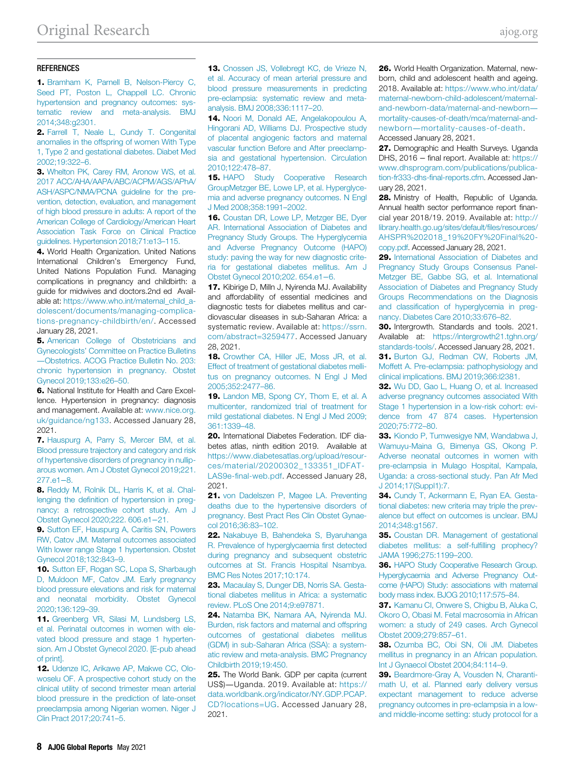## REFERENCES

1. Bramham K, Parnell B, Nelson-Piercy C, Seed PT, Poston L, Chappell LC. Chronic hypertension and pregnancy outcomes: systematic review and meta-analysis. BMJ 2014;348:g2301.

2. Farrell T, Neale L, Cundy T. Congenital anomalies in the offspring of women With Type 1, Type 2 and gestational diabetes. Diabet Med 2002;19:322–6.

3. Whelton PK, Carey RM, Aronow WS, et al. 2017 ACC/AHA/AAPA/ABC/ACPM/AGS/APhA/ASH/ASPC/NMA/PCNA guideline for the prevention, detection, evaluation, and management of high blood pressure in adults: A report of the American College of Cardiology/American Heart Association Task Force on Clinical Practice guidelines. Hypertension 2018;71:e13–115.

4. World Health Organization. United Nations International Children's Emergency Fund, United Nations Population Fund. Managing complications in pregnancy and childbirth: a guide for midwives and doctors.2nd ed Available at: https://www.who.int/maternal_child_adolescent/documents/managing-complications-pregnancy-childbirth/en/. Accessed January 28, 2021.

5. American College of Obstetricians and Gynecologists' Committee on Practice Bulletins—Obstetrics. ACOG Practice Bulletin No. 203: chronic hypertension in pregnancy. Obstet Gynecol 2019;133:e26–50.

6. National Institute for Health and Care Excellence. Hypertension in pregnancy: diagnosis and management. Available at: www.nice.org.uk/guidance/ng133. Accessed January 28, 2021.

7. Hauspurg A, Parry S, Mercer BM, et al. Blood pressure trajectory and category and risk of hypertensive disorders of pregnancy in nulliparous women. Am J Obstet Gynecol 2019;221.277.e1–8.

8. Reddy M, Rolnik DL, Harris K, et al. Challenging the definition of hypertension in pregnancy: a retrospective cohort study. Am J Obstet Gynecol 2020;222. 606.e1–21.

9. Sutton EF, Hauspurg A, Caritis SN, Powers RW, Catov JM. Maternal outcomes associated With lower range Stage 1 hypertension. Obstet Gynecol 2018;132:843–9.

10. Sutton EF, Rogan SC, Lopa S, Sharbaugh D, Muldoon MF, Catov JM. Early pregnancy blood pressure elevations and risk for maternal and neonatal morbidity. Obstet Gynecol 2020;136:129–39.

11. Greenberg VR, Silasi M, Lundsberg LS, et al. Perinatal outcomes in women with elevated blood pressure and stage 1 hypertension. Am J Obstet Gynecol 2020. [E-pub ahead of print].

12. Udenze IC, Arikawe AP, Makwe CC, Olowoselu OF. A prospective cohort study on the clinical utility of second trimester mean arterial blood pressure in the prediction of late-onset preeclampsia among Nigerian women. Niger J Clin Pract 2017;20:741–5.

13. Cnossen JS, Vollebregt KC, de Vrieze N, et al. Accuracy of mean arterial pressure and blood pressure measurements in predicting pre-eclampsia: systematic review and meta-analysis. BMJ 2008;336:1117–20.

14. Noori M, Donald AE, Angelakopoulou A, Hingorani AD, Williams DJ. Prospective study of placental angiogenic factors and maternal vascular function Before and After preeclampsia and gestational hypertension. Circulation 2010;122:478–87.

15. HAPO Study Cooperative Research GroupMetzger BE, Lowe LP, et al. Hyperglycemia and adverse pregnancy outcomes. N Engl J Med 2008;358:1991–2002.

16. Coustan DR, Lowe LP, Metzger BE, Dyer AR. International Association of Diabetes and Pregnancy Study Groups. The Hyperglycemia and Adverse Pregnancy Outcome (HAPO) study: paving the way for new diagnostic criteria for gestational diabetes mellitus. Am J Obstet Gynecol 2010;202. 654.e1–6.

17. Kibirige D, Milln J, Nyirenda MJ. Availability and affordability of essential medicines and diagnostic tests for diabetes mellitus and cardiovascular diseases in sub-Saharan Africa: a systematic review. Available at: https://ssrn.com/abstract=3259477. Accessed January 28, 2021.

18. Crowther CA, Hiller JE, Moss JR, et al. Effect of treatment of gestational diabetes mellitus on pregnancy outcomes. N Engl J Med 2005;352:2477–86.

19. Landon MB, Spong CY, Thom E, et al. A multicenter, randomized trial of treatment for mild gestational diabetes. N Engl J Med 2009;361:1339–48.

20. International Diabetes Federation. IDF diabetes atlas, ninth edition 2019. Available at https://www.diabetesatlas.org/upload/resources/material/20200302_133351_IDFATLAS9e-final-web.pdf. Accessed January 28, 2021.

21. von Dadelszen P, Magee LA. Preventing deaths due to the hypertensive disorders of pregnancy. Best Pract Res Clin Obstet Gynaecol 2016;36:83–102.

22. Nakabuye B, Bahendeka S, Byaruhanga R. Prevalence of hyperglycaemia first detected during pregnancy and subsequent obstetric outcomes at St. Francis Hospital Nsambya. BMC Res Notes 2017;10:174.

23. Macaulay S, Dunger DB, Norris SA. Gestational diabetes mellitus in Africa: a systematic review. PLoS One 2014;9:e97871.

24. Natamba BK, Namara AA, Nyirenda MJ. Burden, risk factors and maternal and offspring outcomes of gestational diabetes mellitus (GDM) in sub-Saharan Africa (SSA): a systematic review and meta-analysis. BMC Pregnancy Childbirth 2019;19:450.

25. The World Bank. GDP per capita (current US$)—Uganda. 2019. Available at: https://data.worldbank.org/indicator/NY.GDP.PCAP.CD?locations=UG. Accessed January 28, 2021.

26. World Health Organization. Maternal, newborn, child and adolescent health and ageing. 2018. Available at: https://www.who.int/data/maternal-newborn-child-adolescent/maternal-and-newborn-data/maternal-and-newborn—mortality-causes-of-death/mca/maternal-and-newborn—mortality-causes-of-death. Accessed January 28, 2021.

27. Demographic and Health Surveys. Uganda DHS, 2016 – final report. Available at: https://www.dhsprogram.com/publications/publication-fr333-dhs-final-reports.cfm. Accessed January 28, 2021.

28. Ministry of Health, Republic of Uganda. Annual health sector performance report financial year 2018/19. 2019. Available at: http://library.health.go.ug/sites/default/files/resources/AHSPR%202018_19%20FY%20Final%20-copy.pdf. Accessed January 28, 2021.

29. International Association of Diabetes and Pregnancy Study Groups Consensus Panel-Metzger BE, Gabbe SG, et al. International Association of Diabetes and Pregnancy Study Groups Recommendations on the Diagnosis and classification of hyperglycemia in pregnancy. Diabetes Care 2010;33:676–82.

30. Intergrowth. Standards and tools. 2021. Available at: https://intergrowth21.tghn.org/standards-tools/. Accessed January 28, 2021.

31. Burton GJ, Redman CW, Roberts JM, Moffett A. Pre-eclampsia: pathophysiology and clinical implications. BMJ 2019;366:l2381.

32. Wu DD, Gao L, Huang O, et al. Increased adverse pregnancy outcomes associated With Stage 1 hypertension in a low-risk cohort: evidence from 47 874 cases. Hypertension 2020;75:772–80.

33. Kiondo P, Tumwesigye NM, Wandabwa J, Wamuyu-Maina G, Bimenya GS, Okong P. Adverse neonatal outcomes in women with pre-eclampsia in Mulago Hospital, Kampala, Uganda: a cross-sectional study. Pan Afr Med J 2014;17(Suppl1):7.

34. Cundy T, Ackermann E, Ryan EA. Gestational diabetes: new criteria may triple the prevalence but effect on outcomes is unclear. BMJ 2014;348:g1567.

35. Coustan DR. Management of gestational diabetes mellitus: a self-fulfilling prophecy? JAMA 1996;275:1199–200.

36. HAPO Study Cooperative Research Group. Hyperglycaemia and Adverse Pregnancy Outcome (HAPO) Study: associations with maternal body mass index. BJOG 2010;117:575–84.

37. Kamanu CI, Onwere S, Chigbu B, Aluka C, Okoro O, Obasi M. Fetal macrosomia in African women: a study of 249 cases. Arch Gynecol Obstet 2009;279:857–61.

38. Ozumba BC, Obi SN, Oli JM. Diabetes mellitus in pregnancy in an African population. Int J Gynaecol Obstet 2004;84:114–9.

39. Beardmore-Gray A, Vousden N, Charantimath U, et al. Planned early delivery versus expectant management to reduce adverse pregnancy outcomes in pre-eclampsia in a low- and middle-income setting: study protocol for a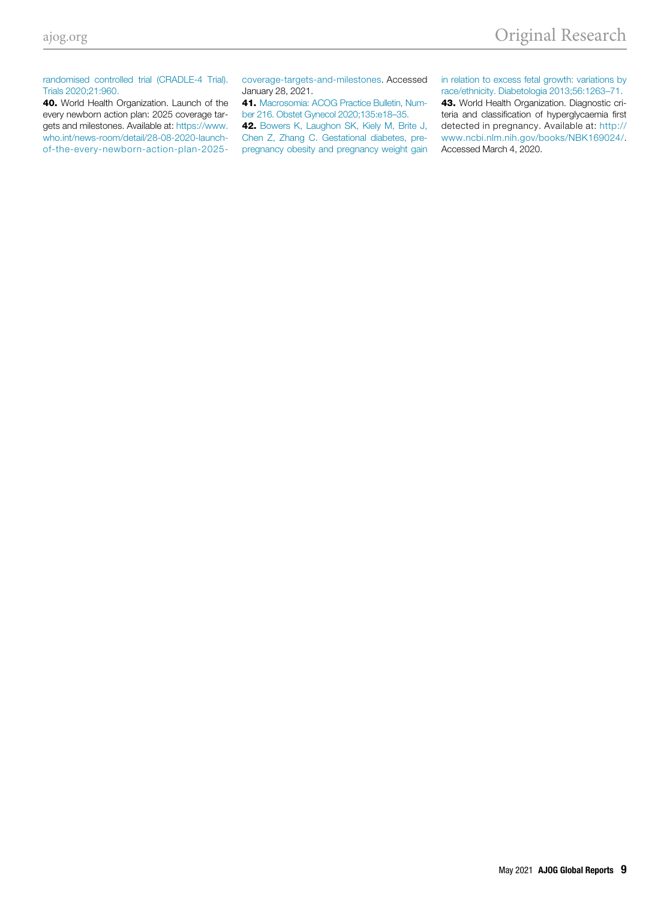randomised controlled trial (CRADLE-4 Trial). Trials 2020;21:960.

**40.** World Health Organization. Launch of the every newborn action plan: 2025 coverage targets and milestones. Available at: https://www.who.int/news-room/detail/28-08-2020-launch-of-the-every-newborn-action-plan-2025-coverage-targets-and-milestones. Accessed January 28, 2021.

**41.** Macrosomia: ACOG Practice Bulletin, Number 216. Obstet Gynecol 2020;135:e18–35.

**42.** Bowers K, Laughon SK, Kiely M, Brite J, Chen Z, Zhang C. Gestational diabetes, pre-pregnancy obesity and pregnancy weight gain in relation to excess fetal growth: variations by race/ethnicity. Diabetologia 2013;56:1263–71.

**43.** World Health Organization. Diagnostic criteria and classification of hyperglycaemia first detected in pregnancy. Available at: http://www.ncbi.nlm.nih.gov/books/NBK169024/. Accessed March 4, 2020.